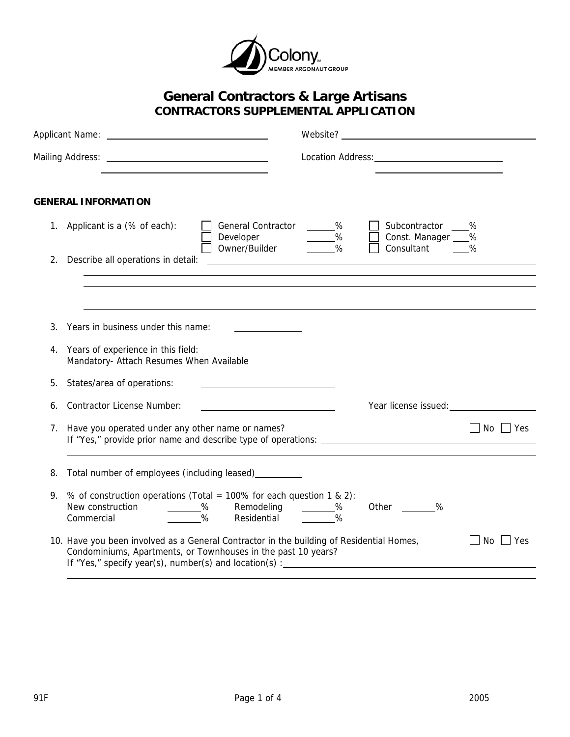Colony
MEMBER ARGONAUT GROUP

# General Contractors & Large Artisans
## CONTRACTORS SUPPLEMENTAL APPLICATION

Applicant Name: ______________________________ Website? ______________________________

Mailing Address: ______________________________ Location Address: ______________________________

______________________________ ______________________________

______________________________ ______________________________

### GENERAL INFORMATION

1. Applicant is a (% of each):
   - ☐ General Contractor ______%
   - ☐ Developer ______%
   - ☐ Owner/Builder ______%
   - ☐ Subcontractor ____%
   - ☐ Const. Manager ____%
   - ☐ Consultant ____%

2. Describe all operations in detail: ______________________________

   ______________________________

   ______________________________

   ______________________________

   ______________________________

3. Years in business under this name: ______________

4. Years of experience in this field: ______________
   Mandatory- Attach Resumes When Available

5. States/area of operations: ______________________________

6. Contractor License Number: ______________________________ Year license issued: ______________

7. Have you operated under any other name or names? ☐ No ☐ Yes
   If "Yes," provide prior name and describe type of operations: ______________________________

   ______________________________

8. Total number of employees (including leased) __________

9. % of construction operations (Total = 100% for each question 1 & 2):
   New construction _______% Remodeling _______% Other _______%
   Commercial _______% Residential _______%

10. Have you been involved as a General Contractor in the building of Residential Homes, Condominiums, Apartments, or Townhouses in the past 10 years? ☐ No ☐ Yes
    If "Yes," specify year(s), number(s) and location(s) : ______________________________

    ______________________________

91F 2005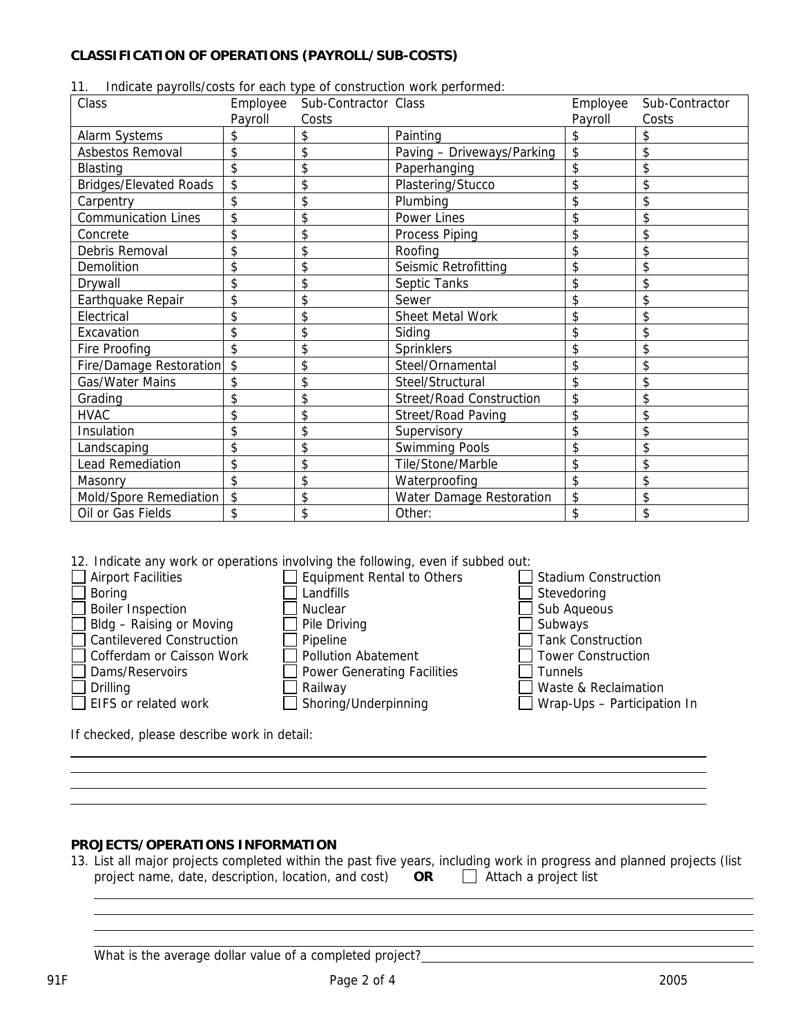**CLASSIFICATION OF OPERATIONS (PAYROLL/SUB-COSTS)**

11. Indicate payrolls/costs for each type of construction work performed:

| Class | Employee Payroll | Sub-Contractor Costs | Class | Employee Payroll | Sub-Contractor Costs |
|---|---|---|---|---|---|
| Alarm Systems | $ | $ | Painting | $ | $ |
| Asbestos Removal | $ | $ | Paving – Driveways/Parking | $ | $ |
| Blasting | $ | $ | Paperhanging | $ | $ |
| Bridges/Elevated Roads | $ | $ | Plastering/Stucco | $ | $ |
| Carpentry | $ | $ | Plumbing | $ | $ |
| Communication Lines | $ | $ | Power Lines | $ | $ |
| Concrete | $ | $ | Process Piping | $ | $ |
| Debris Removal | $ | $ | Roofing | $ | $ |
| Demolition | $ | $ | Seismic Retrofitting | $ | $ |
| Drywall | $ | $ | Septic Tanks | $ | $ |
| Earthquake Repair | $ | $ | Sewer | $ | $ |
| Electrical | $ | $ | Sheet Metal Work | $ | $ |
| Excavation | $ | $ | Siding | $ | $ |
| Fire Proofing | $ | $ | Sprinklers | $ | $ |
| Fire/Damage Restoration | $ | $ | Steel/Ornamental | $ | $ |
| Gas/Water Mains | $ | $ | Steel/Structural | $ | $ |
| Grading | $ | $ | Street/Road Construction | $ | $ |
| HVAC | $ | $ | Street/Road Paving | $ | $ |
| Insulation | $ | $ | Supervisory | $ | $ |
| Landscaping | $ | $ | Swimming Pools | $ | $ |
| Lead Remediation | $ | $ | Tile/Stone/Marble | $ | $ |
| Masonry | $ | $ | Waterproofing | $ | $ |
| Mold/Spore Remediation | $ | $ | Water Damage Restoration | $ | $ |
| Oil or Gas Fields | $ | $ | Other: | $ | $ |

12. Indicate any work or operations involving the following, even if subbed out:

- ☐ Airport Facilities
- ☐ Boring
- ☐ Boiler Inspection
- ☐ Bldg – Raising or Moving
- ☐ Cantilevered Construction
- ☐ Cofferdam or Caisson Work
- ☐ Dams/Reservoirs
- ☐ Drilling
- ☐ EIFS or related work
- ☐ Equipment Rental to Others
- ☐ Landfills
- ☐ Nuclear
- ☐ Pile Driving
- ☐ Pipeline
- ☐ Pollution Abatement
- ☐ Power Generating Facilities
- ☐ Railway
- ☐ Shoring/Underpinning
- ☐ Stadium Construction
- ☐ Stevedoring
- ☐ Sub Aqueous
- ☐ Subways
- ☐ Tank Construction
- ☐ Tower Construction
- ☐ Tunnels
- ☐ Waste & Reclaimation
- ☐ Wrap-Ups – Participation In

If checked, please describe work in detail: \_\_\_\_\_\_\_\_\_\_\_\_\_\_\_\_\_\_\_\_\_\_\_\_\_\_\_\_\_\_\_\_\_\_\_\_\_\_\_\_

**PROJECTS/OPERATIONS INFORMATION**

13. List all major projects completed within the past five years, including work in progress and planned projects (list project name, date, description, location, and cost) **OR** ☐ Attach a project list

What is the average dollar value of a completed project? \_\_\_\_\_\_\_\_\_\_\_\_\_\_\_\_\_\_\_\_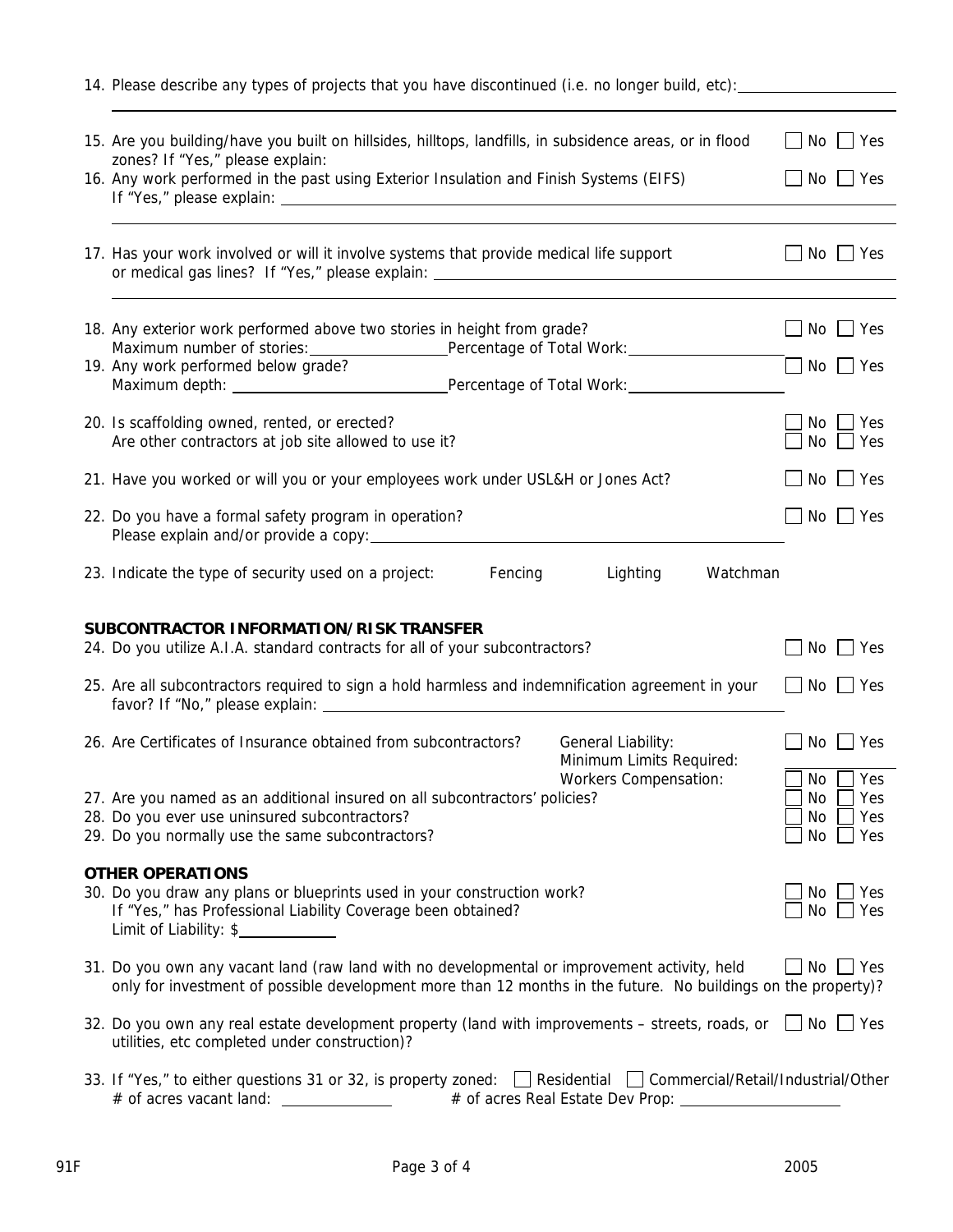14. Please describe any types of projects that you have discontinued (i.e. no longer build, etc): ____________________

______________________________________________________________________________

15. Are you building/have you built on hillsides, hilltops, landfills, in subsidence areas, or in flood zones? If "Yes," please explain: ☐ No ☐ Yes

16. Any work performed in the past using Exterior Insulation and Finish Systems (EIFS) ☐ No ☐ Yes
If "Yes," please explain: ______________________________________________________________

______________________________________________________________________________

17. Has your work involved or will it involve systems that provide medical life support or medical gas lines? If "Yes," please explain: ______________________________________ ☐ No ☐ Yes

______________________________________________________________________________

18. Any exterior work performed above two stories in height from grade? ☐ No ☐ Yes
Maximum number of stories: ________________ Percentage of Total Work: ____________________

19. Any work performed below grade? ☐ No ☐ Yes
Maximum depth: __________________________ Percentage of Total Work: ____________________

20. Is scaffolding owned, rented, or erected? ☐ No ☐ Yes
Are other contractors at job site allowed to use it? ☐ No ☐ Yes

21. Have you worked or will you or your employees work under USL&H or Jones Act? ☐ No ☐ Yes

22. Do you have a formal safety program in operation? ☐ No ☐ Yes
Please explain and/or provide a copy: ____________________________________________

23. Indicate the type of security used on a project: Fencing Lighting Watchman

## SUBCONTRACTOR INFORMATION/RISK TRANSFER

24. Do you utilize A.I.A. standard contracts for all of your subcontractors? ☐ No ☐ Yes

25. Are all subcontractors required to sign a hold harmless and indemnification agreement in your favor? If "No," please explain: ____________________________________________ ☐ No ☐ Yes

26. Are Certificates of Insurance obtained from subcontractors? General Liability: ☐ No ☐ Yes
Minimum Limits Required: ____________
Workers Compensation: ☐ No ☐ Yes

27. Are you named as an additional insured on all subcontractors' policies? ☐ No ☐ Yes

28. Do you ever use uninsured subcontractors? ☐ No ☐ Yes

29. Do you normally use the same subcontractors? ☐ No ☐ Yes

## OTHER OPERATIONS

30. Do you draw any plans or blueprints used in your construction work? ☐ No ☐ Yes
If "Yes," has Professional Liability Coverage been obtained? ☐ No ☐ Yes
Limit of Liability: $____________

31. Do you own any vacant land (raw land with no developmental or improvement activity, held only for investment of possible development more than 12 months in the future. No buildings on the property)? ☐ No ☐ Yes

32. Do you own any real estate development property (land with improvements – streets, roads, or utilities, etc completed under construction)? ☐ No ☐ Yes

33. If "Yes," to either questions 31 or 32, is property zoned: ☐ Residential ☐ Commercial/Retail/Industrial/Other
\# of acres vacant land: ______________ # of acres Real Estate Dev Prop: ____________________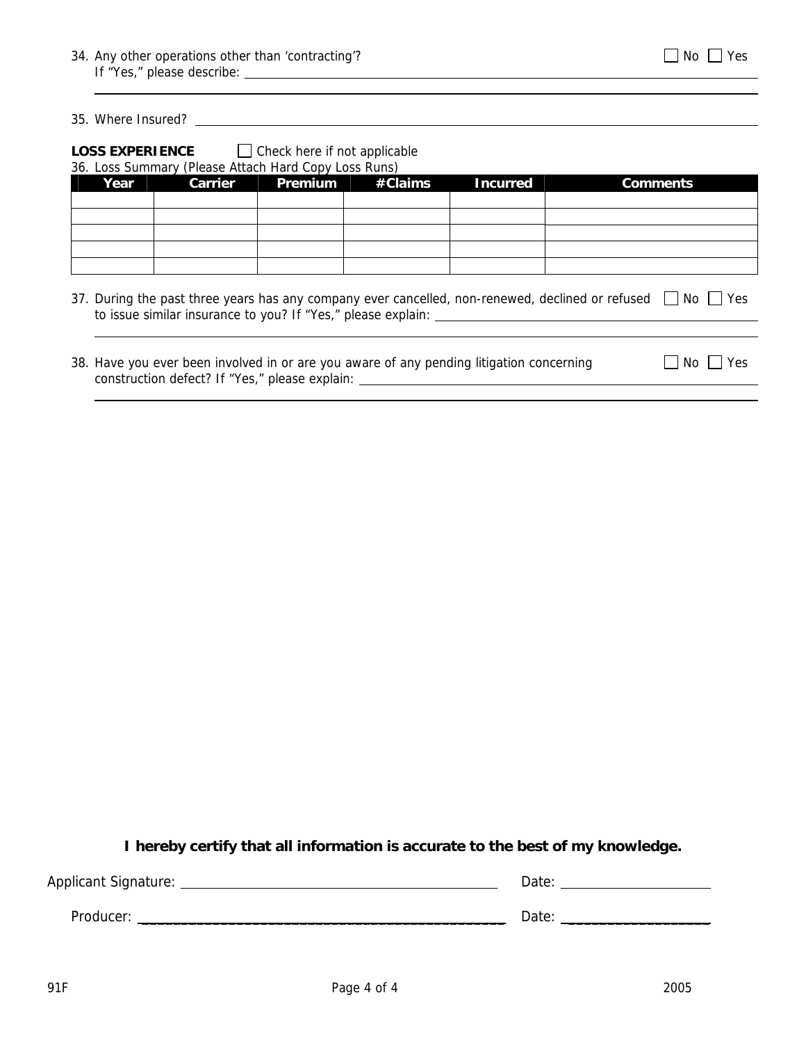34. Any other operations other than 'contracting'? ☐ No ☐ Yes
If "Yes," please describe: ______________________________________________

35. Where Insured? ______________________________________________

**LOSS EXPERIENCE** ☐ Check here if not applicable

36. Loss Summary (Please Attach Hard Copy Loss Runs)

| Year | Carrier | Premium | #Claims | Incurred | Comments |
|---|---|---|---|---|---|
| | | | | | |
| | | | | | |
| | | | | | |
| | | | | | |
| | | | | | |

37. During the past three years has any company ever cancelled, non-renewed, declined or refused to issue similar insurance to you? If "Yes," please explain: ______________________________________________ ☐ No ☐ Yes

38. Have you ever been involved in or are you aware of any pending litigation concerning construction defect? If "Yes," please explain: ______________________________________________ ☐ No ☐ Yes

**I hereby certify that all information is accurate to the best of my knowledge.**

Applicant Signature: ______________________________________________ Date: ____________________

Producer: ______________________________________________ Date: ____________________

91F 2005